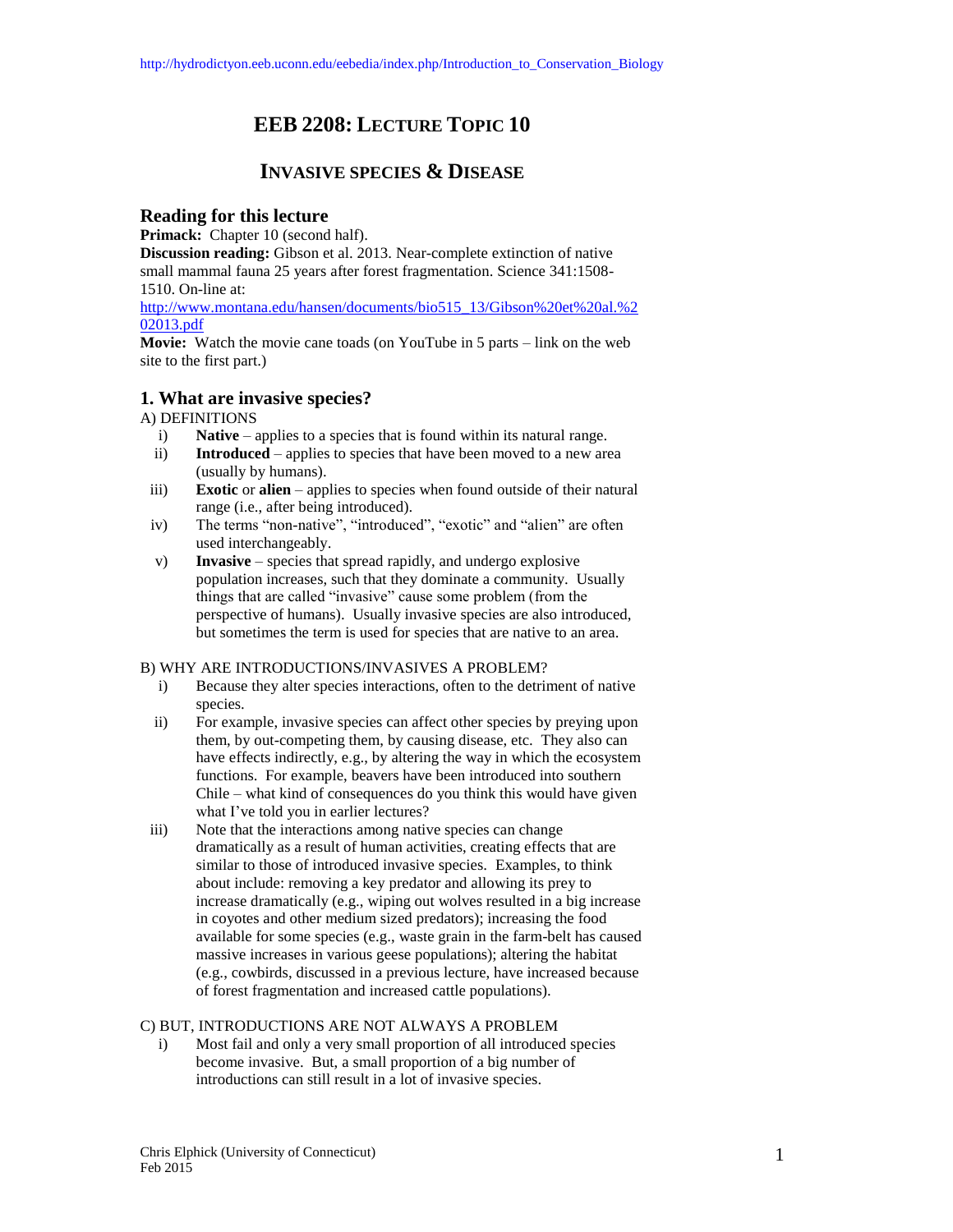http://hydrodictyon.eeb.uconn.edu/eebedia/index.php/Introduction_to_Conservation_Biology

# EEB 2208: LECTURE TOPIC 10

## INVASIVE SPECIES & DISEASE

### Reading for this lecture

**Primack:** Chapter 10 (second half).

**Discussion reading:** Gibson et al. 2013. Near-complete extinction of native small mammal fauna 25 years after forest fragmentation. Science 341:1508-1510. On-line at: http://www.montana.edu/hansen/documents/bio515_13/Gibson%20et%20al.%202013.pdf

**Movie:** Watch the movie cane toads (on YouTube in 5 parts – link on the web site to the first part.)

### 1. What are invasive species?

A) DEFINITIONS

i) **Native** – applies to a species that is found within its natural range.

ii) **Introduced** – applies to species that have been moved to a new area (usually by humans).

iii) **Exotic** or **alien** – applies to species when found outside of their natural range (i.e., after being introduced).

iv) The terms "non-native", "introduced", "exotic" and "alien" are often used interchangeably.

v) **Invasive** – species that spread rapidly, and undergo explosive population increases, such that they dominate a community. Usually things that are called "invasive" cause some problem (from the perspective of humans). Usually invasive species are also introduced, but sometimes the term is used for species that are native to an area.

B) WHY ARE INTRODUCTIONS/INVASIVES A PROBLEM?

i) Because they alter species interactions, often to the detriment of native species.

ii) For example, invasive species can affect other species by preying upon them, by out-competing them, by causing disease, etc. They also can have effects indirectly, e.g., by altering the way in which the ecosystem functions. For example, beavers have been introduced into southern Chile – what kind of consequences do you think this would have given what I've told you in earlier lectures?

iii) Note that the interactions among native species can change dramatically as a result of human activities, creating effects that are similar to those of introduced invasive species. Examples, to think about include: removing a key predator and allowing its prey to increase dramatically (e.g., wiping out wolves resulted in a big increase in coyotes and other medium sized predators); increasing the food available for some species (e.g., waste grain in the farm-belt has caused massive increases in various geese populations); altering the habitat (e.g., cowbirds, discussed in a previous lecture, have increased because of forest fragmentation and increased cattle populations).

C) BUT, INTRODUCTIONS ARE NOT ALWAYS A PROBLEM

i) Most fail and only a very small proportion of all introduced species become invasive. But, a small proportion of a big number of introductions can still result in a lot of invasive species.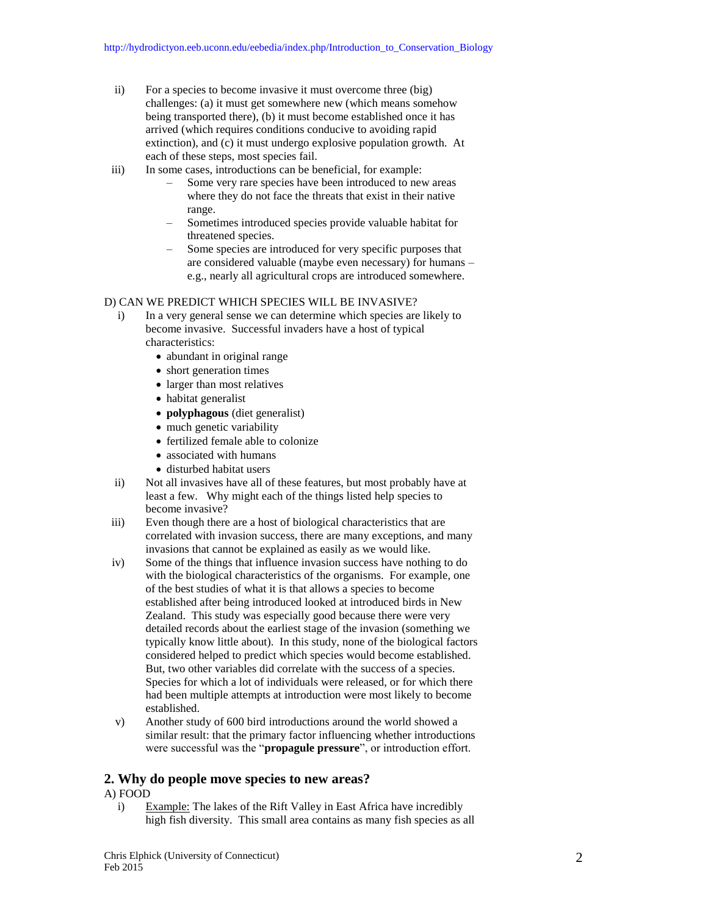ii) For a species to become invasive it must overcome three (big) challenges: (a) it must get somewhere new (which means somehow being transported there), (b) it must become established once it has arrived (which requires conditions conducive to avoiding rapid extinction), and (c) it must undergo explosive population growth. At each of these steps, most species fail.

iii) In some cases, introductions can be beneficial, for example:
   - Some very rare species have been introduced to new areas where they do not face the threats that exist in their native range.
   - Sometimes introduced species provide valuable habitat for threatened species.
   - Some species are introduced for very specific purposes that are considered valuable (maybe even necessary) for humans – e.g., nearly all agricultural crops are introduced somewhere.

D) CAN WE PREDICT WHICH SPECIES WILL BE INVASIVE?

i) In a very general sense we can determine which species are likely to become invasive. Successful invaders have a host of typical characteristics:
   - abundant in original range
   - short generation times
   - larger than most relatives
   - habitat generalist
   - **polyphagous** (diet generalist)
   - much genetic variability
   - fertilized female able to colonize
   - associated with humans
   - disturbed habitat users

ii) Not all invasives have all of these features, but most probably have at least a few. Why might each of the things listed help species to become invasive?

iii) Even though there are a host of biological characteristics that are correlated with invasion success, there are many exceptions, and many invasions that cannot be explained as easily as we would like.

iv) Some of the things that influence invasion success have nothing to do with the biological characteristics of the organisms. For example, one of the best studies of what it is that allows a species to become established after being introduced looked at introduced birds in New Zealand. This study was especially good because there were very detailed records about the earliest stage of the invasion (something we typically know little about). In this study, none of the biological factors considered helped to predict which species would become established. But, two other variables did correlate with the success of a species. Species for which a lot of individuals were released, or for which there had been multiple attempts at introduction were most likely to become established.

v) Another study of 600 bird introductions around the world showed a similar result: that the primary factor influencing whether introductions were successful was the "**propagule pressure**", or introduction effort.

## 2. Why do people move species to new areas?

A) FOOD

i) Example: The lakes of the Rift Valley in East Africa have incredibly high fish diversity. This small area contains as many fish species as all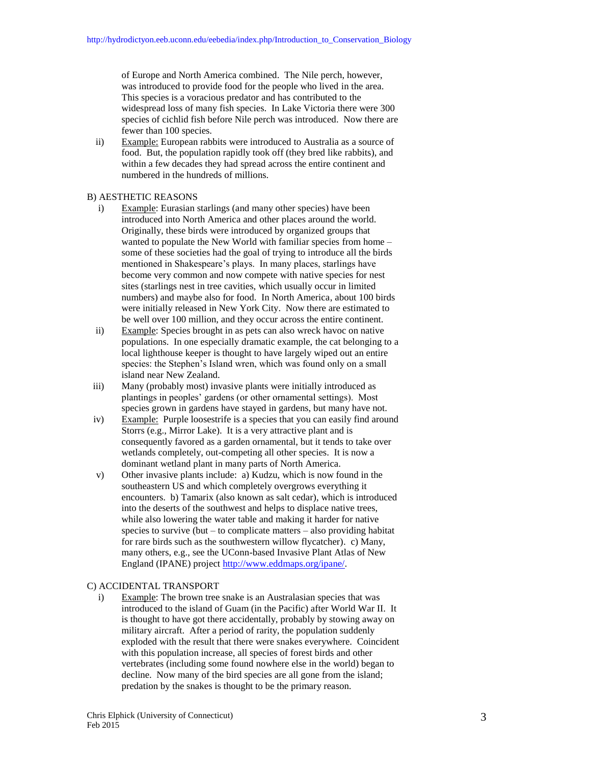of Europe and North America combined. The Nile perch, however, was introduced to provide food for the people who lived in the area. This species is a voracious predator and has contributed to the widespread loss of many fish species. In Lake Victoria there were 300 species of cichlid fish before Nile perch was introduced. Now there are fewer than 100 species.

ii) Example: European rabbits were introduced to Australia as a source of food. But, the population rapidly took off (they bred like rabbits), and within a few decades they had spread across the entire continent and numbered in the hundreds of millions.

B) AESTHETIC REASONS

i) Example: Eurasian starlings (and many other species) have been introduced into North America and other places around the world. Originally, these birds were introduced by organized groups that wanted to populate the New World with familiar species from home – some of these societies had the goal of trying to introduce all the birds mentioned in Shakespeare's plays. In many places, starlings have become very common and now compete with native species for nest sites (starlings nest in tree cavities, which usually occur in limited numbers) and maybe also for food. In North America, about 100 birds were initially released in New York City. Now there are estimated to be well over 100 million, and they occur across the entire continent.

ii) Example: Species brought in as pets can also wreck havoc on native populations. In one especially dramatic example, the cat belonging to a local lighthouse keeper is thought to have largely wiped out an entire species: the Stephen's Island wren, which was found only on a small island near New Zealand.

iii) Many (probably most) invasive plants were initially introduced as plantings in peoples' gardens (or other ornamental settings). Most species grown in gardens have stayed in gardens, but many have not.

iv) Example: Purple loosestrife is a species that you can easily find around Storrs (e.g., Mirror Lake). It is a very attractive plant and is consequently favored as a garden ornamental, but it tends to take over wetlands completely, out-competing all other species. It is now a dominant wetland plant in many parts of North America.

v) Other invasive plants include: a) Kudzu, which is now found in the southeastern US and which completely overgrows everything it encounters. b) Tamarix (also known as salt cedar), which is introduced into the deserts of the southwest and helps to displace native trees, while also lowering the water table and making it harder for native species to survive (but – to complicate matters – also providing habitat for rare birds such as the southwestern willow flycatcher). c) Many, many others, e.g., see the UConn-based Invasive Plant Atlas of New England (IPANE) project http://www.eddmaps.org/ipane/.

C) ACCIDENTAL TRANSPORT

i) Example: The brown tree snake is an Australasian species that was introduced to the island of Guam (in the Pacific) after World War II. It is thought to have got there accidentally, probably by stowing away on military aircraft. After a period of rarity, the population suddenly exploded with the result that there were snakes everywhere. Coincident with this population increase, all species of forest birds and other vertebrates (including some found nowhere else in the world) began to decline. Now many of the bird species are all gone from the island; predation by the snakes is thought to be the primary reason.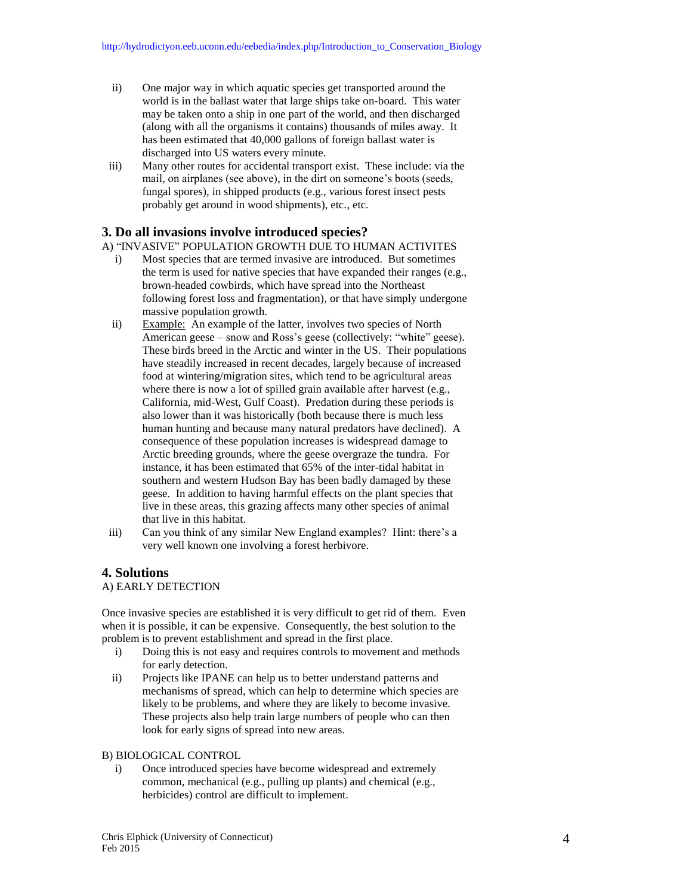ii) One major way in which aquatic species get transported around the world is in the ballast water that large ships take on-board. This water may be taken onto a ship in one part of the world, and then discharged (along with all the organisms it contains) thousands of miles away. It has been estimated that 40,000 gallons of foreign ballast water is discharged into US waters every minute.

iii) Many other routes for accidental transport exist. These include: via the mail, on airplanes (see above), in the dirt on someone's boots (seeds, fungal spores), in shipped products (e.g., various forest insect pests probably get around in wood shipments), etc., etc.

## 3. Do all invasions involve introduced species?

A) "INVASIVE" POPULATION GROWTH DUE TO HUMAN ACTIVITES

i) Most species that are termed invasive are introduced. But sometimes the term is used for native species that have expanded their ranges (e.g., brown-headed cowbirds, which have spread into the Northeast following forest loss and fragmentation), or that have simply undergone massive population growth.

ii) Example: An example of the latter, involves two species of North American geese – snow and Ross's geese (collectively: "white" geese). These birds breed in the Arctic and winter in the US. Their populations have steadily increased in recent decades, largely because of increased food at wintering/migration sites, which tend to be agricultural areas where there is now a lot of spilled grain available after harvest (e.g., California, mid-West, Gulf Coast). Predation during these periods is also lower than it was historically (both because there is much less human hunting and because many natural predators have declined). A consequence of these population increases is widespread damage to Arctic breeding grounds, where the geese overgraze the tundra. For instance, it has been estimated that 65% of the inter-tidal habitat in southern and western Hudson Bay has been badly damaged by these geese. In addition to having harmful effects on the plant species that live in these areas, this grazing affects many other species of animal that live in this habitat.

iii) Can you think of any similar New England examples? Hint: there's a very well known one involving a forest herbivore.

## 4. Solutions

A) EARLY DETECTION

Once invasive species are established it is very difficult to get rid of them. Even when it is possible, it can be expensive. Consequently, the best solution to the problem is to prevent establishment and spread in the first place.

i) Doing this is not easy and requires controls to movement and methods for early detection.

ii) Projects like IPANE can help us to better understand patterns and mechanisms of spread, which can help to determine which species are likely to be problems, and where they are likely to become invasive. These projects also help train large numbers of people who can then look for early signs of spread into new areas.

B) BIOLOGICAL CONTROL

i) Once introduced species have become widespread and extremely common, mechanical (e.g., pulling up plants) and chemical (e.g., herbicides) control are difficult to implement.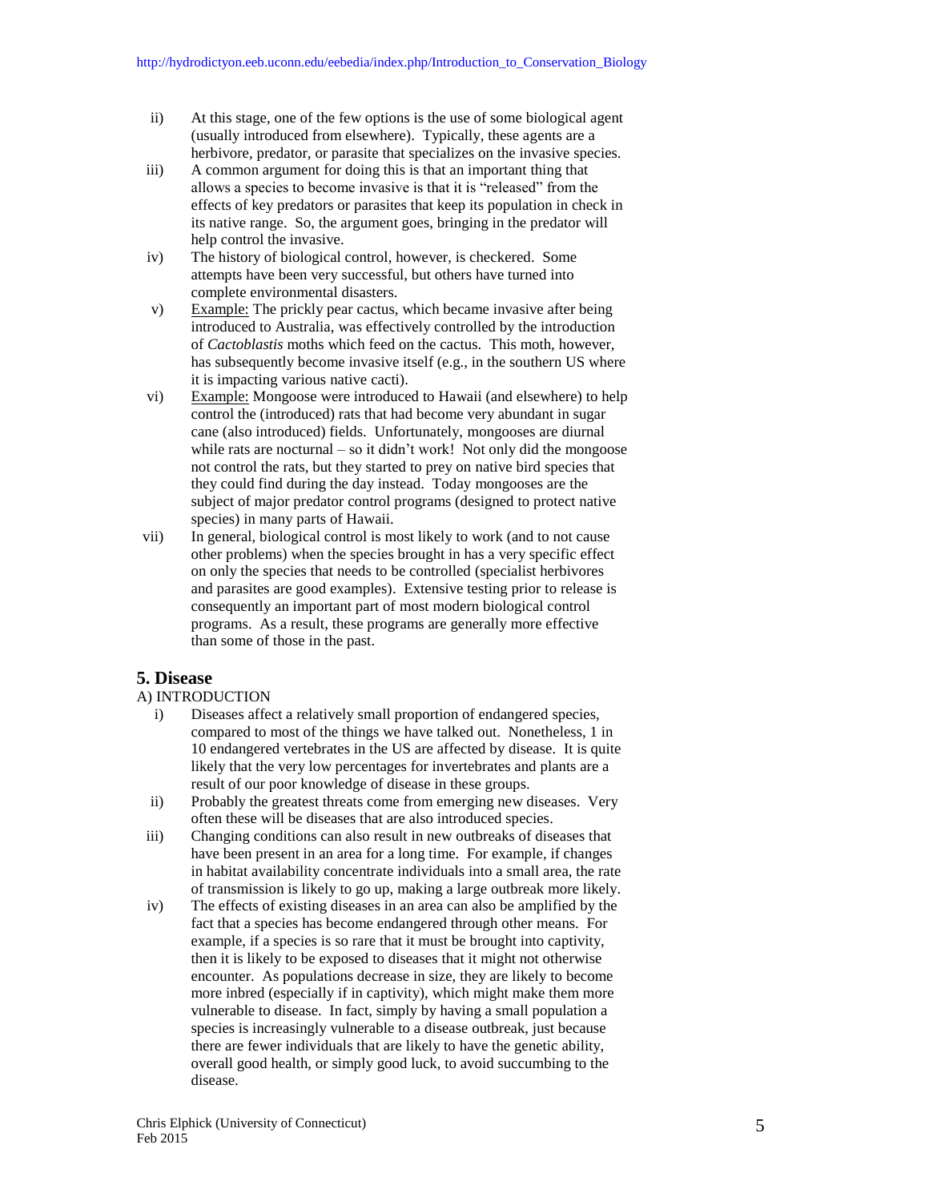ii) At this stage, one of the few options is the use of some biological agent (usually introduced from elsewhere). Typically, these agents are a herbivore, predator, or parasite that specializes on the invasive species.

iii) A common argument for doing this is that an important thing that allows a species to become invasive is that it is "released" from the effects of key predators or parasites that keep its population in check in its native range. So, the argument goes, bringing in the predator will help control the invasive.

iv) The history of biological control, however, is checkered. Some attempts have been very successful, but others have turned into complete environmental disasters.

v) Example: The prickly pear cactus, which became invasive after being introduced to Australia, was effectively controlled by the introduction of *Cactoblastis* moths which feed on the cactus. This moth, however, has subsequently become invasive itself (e.g., in the southern US where it is impacting various native cacti).

vi) Example: Mongoose were introduced to Hawaii (and elsewhere) to help control the (introduced) rats that had become very abundant in sugar cane (also introduced) fields. Unfortunately, mongooses are diurnal while rats are nocturnal – so it didn't work! Not only did the mongoose not control the rats, but they started to prey on native bird species that they could find during the day instead. Today mongooses are the subject of major predator control programs (designed to protect native species) in many parts of Hawaii.

vii) In general, biological control is most likely to work (and to not cause other problems) when the species brought in has a very specific effect on only the species that needs to be controlled (specialist herbivores and parasites are good examples). Extensive testing prior to release is consequently an important part of most modern biological control programs. As a result, these programs are generally more effective than some of those in the past.

## 5. Disease

A) INTRODUCTION

i) Diseases affect a relatively small proportion of endangered species, compared to most of the things we have talked out. Nonetheless, 1 in 10 endangered vertebrates in the US are affected by disease. It is quite likely that the very low percentages for invertebrates and plants are a result of our poor knowledge of disease in these groups.

ii) Probably the greatest threats come from emerging new diseases. Very often these will be diseases that are also introduced species.

iii) Changing conditions can also result in new outbreaks of diseases that have been present in an area for a long time. For example, if changes in habitat availability concentrate individuals into a small area, the rate of transmission is likely to go up, making a large outbreak more likely.

iv) The effects of existing diseases in an area can also be amplified by the fact that a species has become endangered through other means. For example, if a species is so rare that it must be brought into captivity, then it is likely to be exposed to diseases that it might not otherwise encounter. As populations decrease in size, they are likely to become more inbred (especially if in captivity), which might make them more vulnerable to disease. In fact, simply by having a small population a species is increasingly vulnerable to a disease outbreak, just because there are fewer individuals that are likely to have the genetic ability, overall good health, or simply good luck, to avoid succumbing to the disease.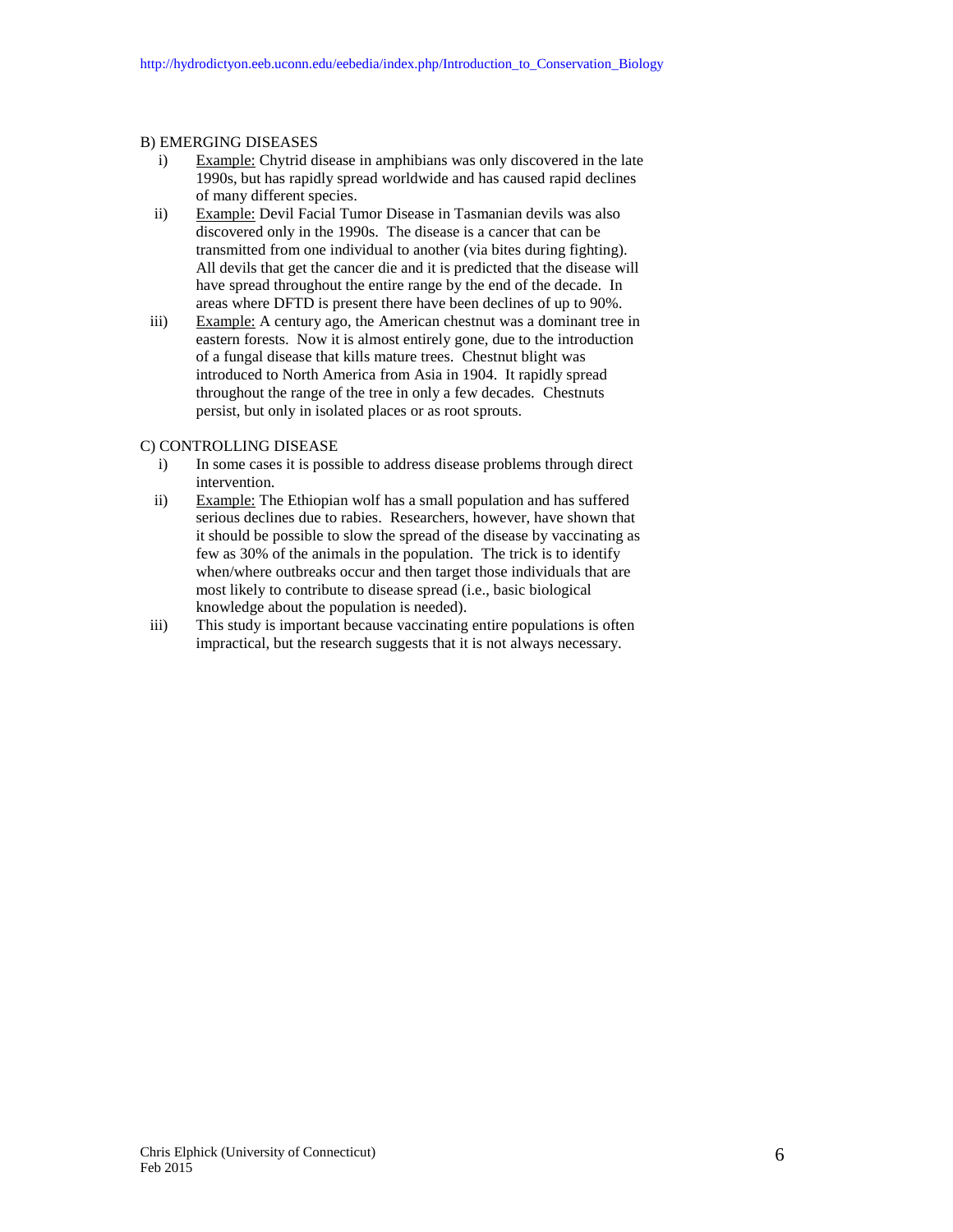B) EMERGING DISEASES

i) Example: Chytrid disease in amphibians was only discovered in the late 1990s, but has rapidly spread worldwide and has caused rapid declines of many different species.

ii) Example: Devil Facial Tumor Disease in Tasmanian devils was also discovered only in the 1990s. The disease is a cancer that can be transmitted from one individual to another (via bites during fighting). All devils that get the cancer die and it is predicted that the disease will have spread throughout the entire range by the end of the decade. In areas where DFTD is present there have been declines of up to 90%.

iii) Example: A century ago, the American chestnut was a dominant tree in eastern forests. Now it is almost entirely gone, due to the introduction of a fungal disease that kills mature trees. Chestnut blight was introduced to North America from Asia in 1904. It rapidly spread throughout the range of the tree in only a few decades. Chestnuts persist, but only in isolated places or as root sprouts.

C) CONTROLLING DISEASE

i) In some cases it is possible to address disease problems through direct intervention.

ii) Example: The Ethiopian wolf has a small population and has suffered serious declines due to rabies. Researchers, however, have shown that it should be possible to slow the spread of the disease by vaccinating as few as 30% of the animals in the population. The trick is to identify when/where outbreaks occur and then target those individuals that are most likely to contribute to disease spread (i.e., basic biological knowledge about the population is needed).

iii) This study is important because vaccinating entire populations is often impractical, but the research suggests that it is not always necessary.